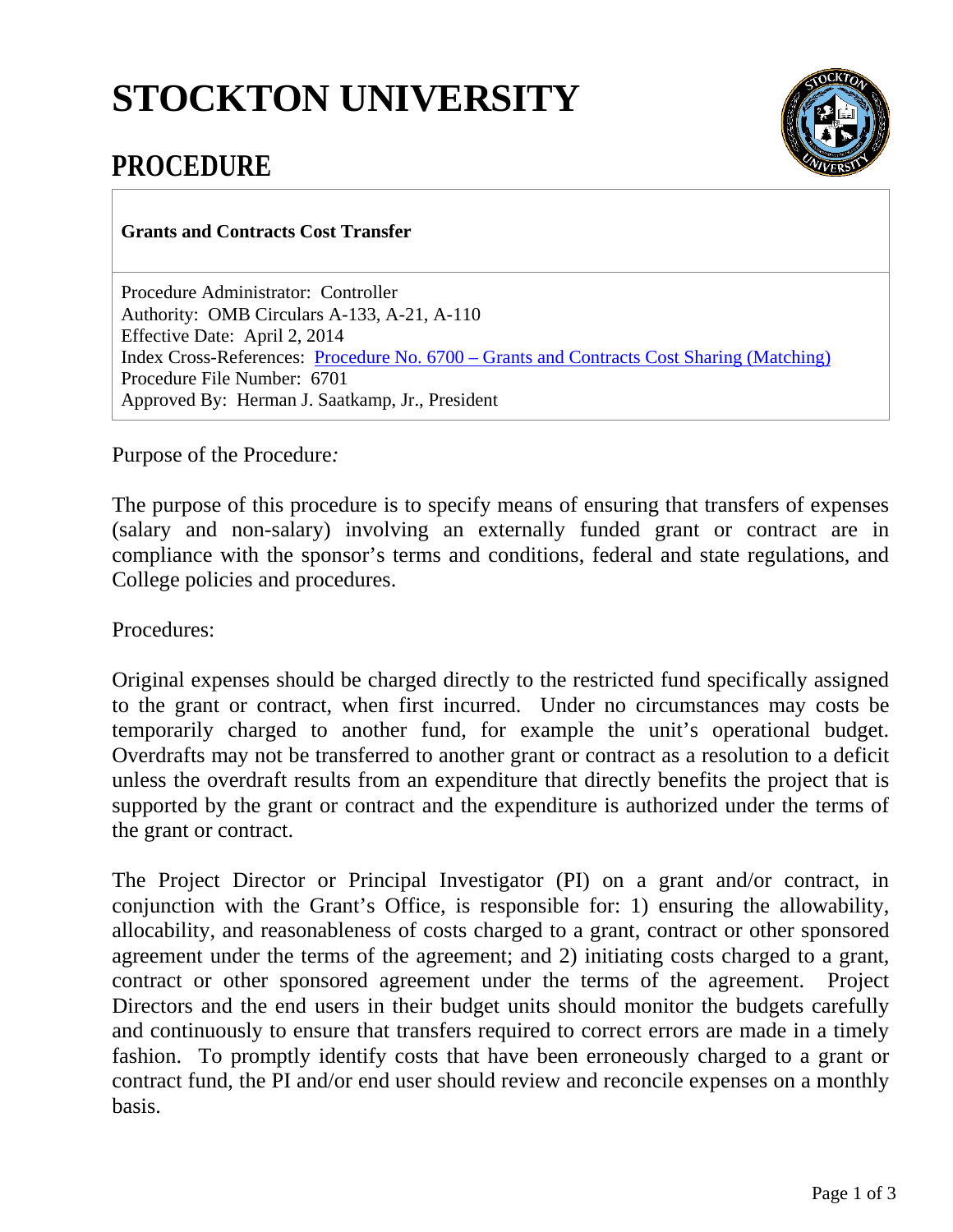# STOCKTON UNIVERSITY

## PROCEDURE

**Grants and Contracts Cost Transfer**

Procedure Administrator: Controller
Authority: OMB Circulars A-133, A-21, A-110
Effective Date: April 2, 2014
Index Cross-References: [Procedure No. 6700 – Grants and Contracts Cost Sharing (Matching)]
Procedure File Number: 6701
Approved By: Herman J. Saatkamp, Jr., President

Purpose of the Procedure*:*

The purpose of this procedure is to specify means of ensuring that transfers of expenses (salary and non-salary) involving an externally funded grant or contract are in compliance with the sponsor's terms and conditions, federal and state regulations, and College policies and procedures.

Procedures:

Original expenses should be charged directly to the restricted fund specifically assigned to the grant or contract, when first incurred. Under no circumstances may costs be temporarily charged to another fund, for example the unit's operational budget. Overdrafts may not be transferred to another grant or contract as a resolution to a deficit unless the overdraft results from an expenditure that directly benefits the project that is supported by the grant or contract and the expenditure is authorized under the terms of the grant or contract.

The Project Director or Principal Investigator (PI) on a grant and/or contract, in conjunction with the Grant's Office, is responsible for: 1) ensuring the allowability, allocability, and reasonableness of costs charged to a grant, contract or other sponsored agreement under the terms of the agreement; and 2) initiating costs charged to a grant, contract or other sponsored agreement under the terms of the agreement. Project Directors and the end users in their budget units should monitor the budgets carefully and continuously to ensure that transfers required to correct errors are made in a timely fashion. To promptly identify costs that have been erroneously charged to a grant or contract fund, the PI and/or end user should review and reconcile expenses on a monthly basis.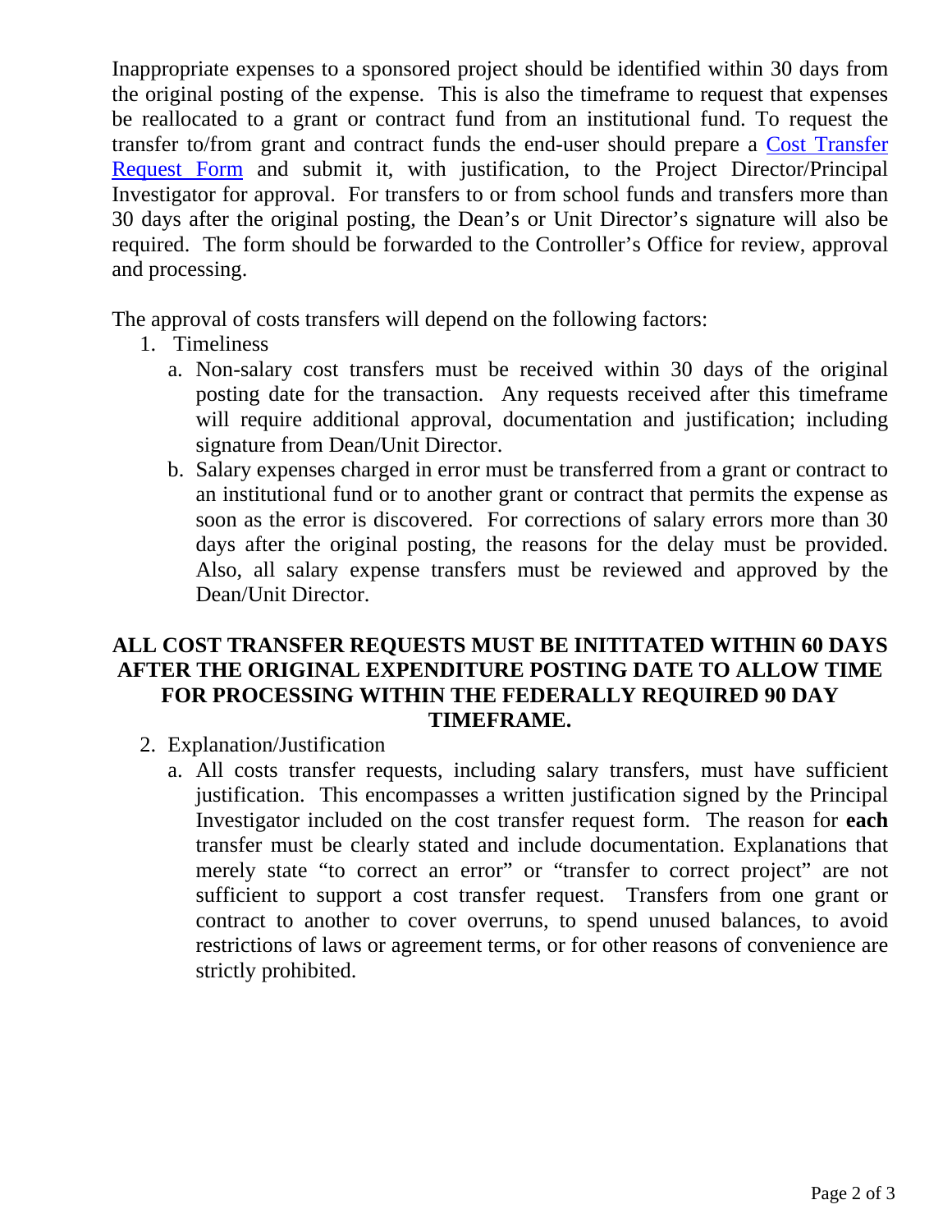Inappropriate expenses to a sponsored project should be identified within 30 days from the original posting of the expense. This is also the timeframe to request that expenses be reallocated to a grant or contract fund from an institutional fund. To request the transfer to/from grant and contract funds the end-user should prepare a Cost Transfer Request Form and submit it, with justification, to the Project Director/Principal Investigator for approval. For transfers to or from school funds and transfers more than 30 days after the original posting, the Dean's or Unit Director's signature will also be required. The form should be forwarded to the Controller's Office for review, approval and processing.

The approval of costs transfers will depend on the following factors:

1. Timeliness
   a. Non-salary cost transfers must be received within 30 days of the original posting date for the transaction. Any requests received after this timeframe will require additional approval, documentation and justification; including signature from Dean/Unit Director.
   b. Salary expenses charged in error must be transferred from a grant or contract to an institutional fund or to another grant or contract that permits the expense as soon as the error is discovered. For corrections of salary errors more than 30 days after the original posting, the reasons for the delay must be provided. Also, all salary expense transfers must be reviewed and approved by the Dean/Unit Director.

**ALL COST TRANSFER REQUESTS MUST BE INITITATED WITHIN 60 DAYS AFTER THE ORIGINAL EXPENDITURE POSTING DATE TO ALLOW TIME FOR PROCESSING WITHIN THE FEDERALLY REQUIRED 90 DAY TIMEFRAME.**

2. Explanation/Justification
   a. All costs transfer requests, including salary transfers, must have sufficient justification. This encompasses a written justification signed by the Principal Investigator included on the cost transfer request form. The reason for **each** transfer must be clearly stated and include documentation. Explanations that merely state "to correct an error" or "transfer to correct project" are not sufficient to support a cost transfer request. Transfers from one grant or contract to another to cover overruns, to spend unused balances, to avoid restrictions of laws or agreement terms, or for other reasons of convenience are strictly prohibited.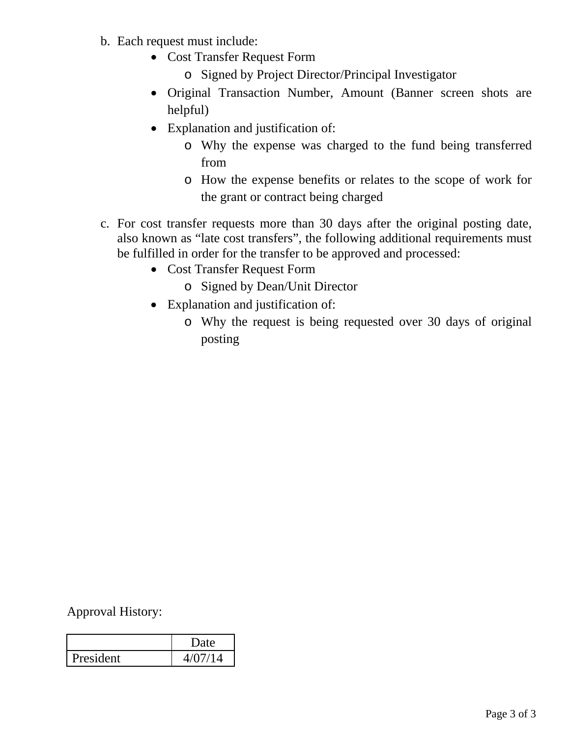b. Each request must include:
   - Cost Transfer Request Form
     - Signed by Project Director/Principal Investigator
   - Original Transaction Number, Amount (Banner screen shots are helpful)
   - Explanation and justification of:
     - Why the expense was charged to the fund being transferred from
     - How the expense benefits or relates to the scope of work for the grant or contract being charged

c. For cost transfer requests more than 30 days after the original posting date, also known as "late cost transfers", the following additional requirements must be fulfilled in order for the transfer to be approved and processed:
   - Cost Transfer Request Form
     - Signed by Dean/Unit Director
   - Explanation and justification of:
     - Why the request is being requested over 30 days of original posting

Approval History:

| | Date |
|---|---|
| President | 4/07/14 |